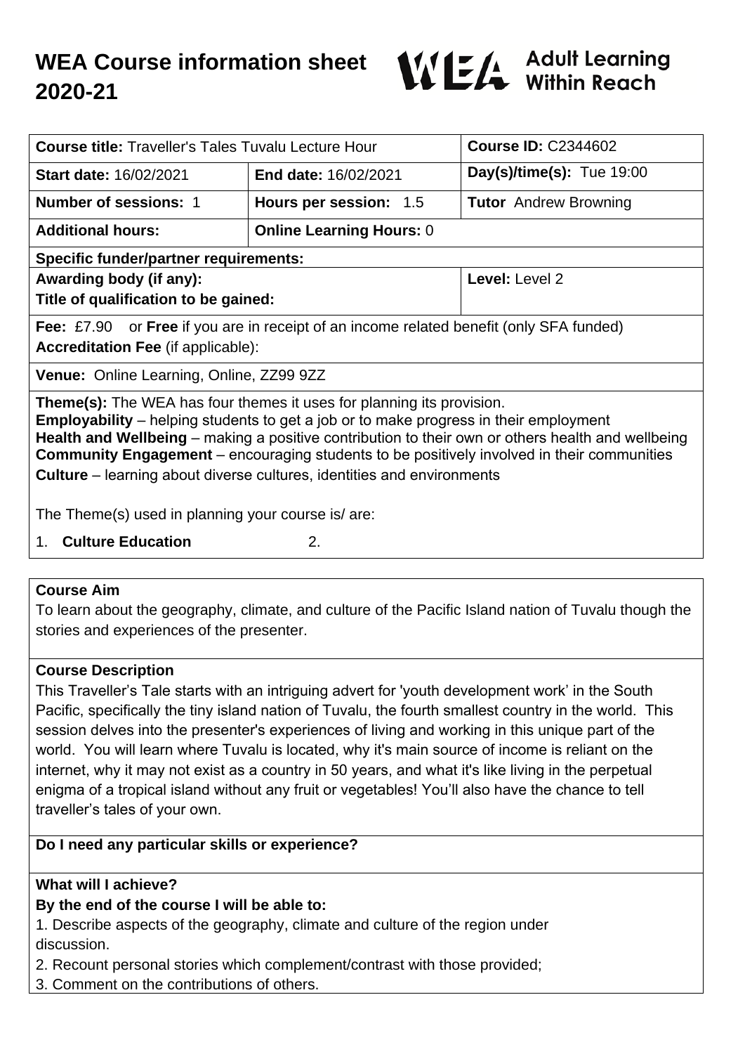# WEA Course information sheet 2020-21

WEA Adult Learning Within Reach

| **Course title:** Traveller's Tales Tuvalu Lecture Hour | | **Course ID:** C2344602 |
|---|---|---|
| **Start date:** 16/02/2021 | **End date:** 16/02/2021 | **Day(s)/time(s):** Tue 19:00 |
| **Number of sessions:** 1 | **Hours per session:** 1.5 | **Tutor** Andrew Browning |
| **Additional hours:** | **Online Learning Hours:** 0 | |
| **Specific funder/partner requirements:** | | |
| **Awarding body (if any):** **Title of qualification to be gained:** | | **Level:** Level 2 |
| **Fee:** £7.90 or **Free** if you are in receipt of an income related benefit (only SFA funded) **Accreditation Fee** (if applicable): | | |
| **Venue:** Online Learning, Online, ZZ99 9ZZ | | |

**Theme(s):** The WEA has four themes it uses for planning its provision.
**Employability** – helping students to get a job or to make progress in their employment
**Health and Wellbeing** – making a positive contribution to their own or others health and wellbeing
**Community Engagement** – encouraging students to be positively involved in their communities
**Culture** – learning about diverse cultures, identities and environments

The Theme(s) used in planning your course is/ are:

1. **Culture Education** 2.

## Course Aim

To learn about the geography, climate, and culture of the Pacific Island nation of Tuvalu though the stories and experiences of the presenter.

## Course Description

This Traveller's Tale starts with an intriguing advert for 'youth development work' in the South Pacific, specifically the tiny island nation of Tuvalu, the fourth smallest country in the world. This session delves into the presenter's experiences of living and working in this unique part of the world. You will learn where Tuvalu is located, why it's main source of income is reliant on the internet, why it may not exist as a country in 50 years, and what it's like living in the perpetual enigma of a tropical island without any fruit or vegetables! You'll also have the chance to tell traveller's tales of your own.

## Do I need any particular skills or experience?

## What will I achieve?

**By the end of the course I will be able to:**

1. Describe aspects of the geography, climate and culture of the region under discussion.
2. Recount personal stories which complement/contrast with those provided;
3. Comment on the contributions of others.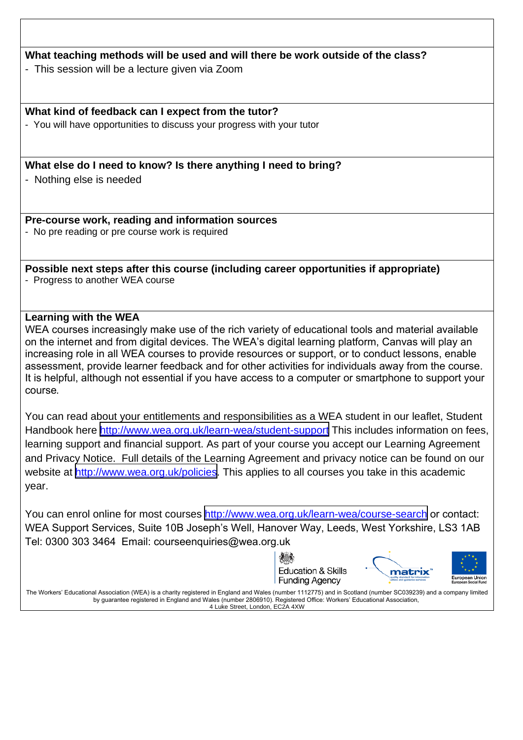**What teaching methods will be used and will there be work outside of the class?**

- This session will be a lecture given via Zoom

**What kind of feedback can I expect from the tutor?**

- You will have opportunities to discuss your progress with your tutor

**What else do I need to know? Is there anything I need to bring?**

- Nothing else is needed

**Pre-course work, reading and information sources**

- No pre reading or pre course work is required

**Possible next steps after this course (including career opportunities if appropriate)**

- Progress to another WEA course

**Learning with the WEA**

WEA courses increasingly make use of the rich variety of educational tools and material available on the internet and from digital devices. The WEA's digital learning platform, Canvas will play an increasing role in all WEA courses to provide resources or support, or to conduct lessons, enable assessment, provide learner feedback and for other activities for individuals away from the course. It is helpful, although not essential if you have access to a computer or smartphone to support your course.

You can read about your entitlements and responsibilities as a WEA student in our leaflet, Student Handbook here http://www.wea.org.uk/learn-wea/student-support This includes information on fees, learning support and financial support. As part of your course you accept our Learning Agreement and Privacy Notice. Full details of the Learning Agreement and privacy notice can be found on our website at http://www.wea.org.uk/policies. This applies to all courses you take in this academic year.

You can enrol online for most courses http://www.wea.org.uk/learn-wea/course-search or contact: WEA Support Services, Suite 10B Joseph's Well, Hanover Way, Leeds, West Yorkshire, LS3 1AB
Tel: 0300 303 3464 Email: courseenquiries@wea.org.uk

Education & Skills Funding Agency

matrix

European Union European Social Fund

The Workers' Educational Association (WEA) is a charity registered in England and Wales (number 1112775) and in Scotland (number SC039239) and a company limited by guarantee registered in England and Wales (number 2806910). Registered Office: Workers' Educational Association, 4 Luke Street, London, EC2A 4XW